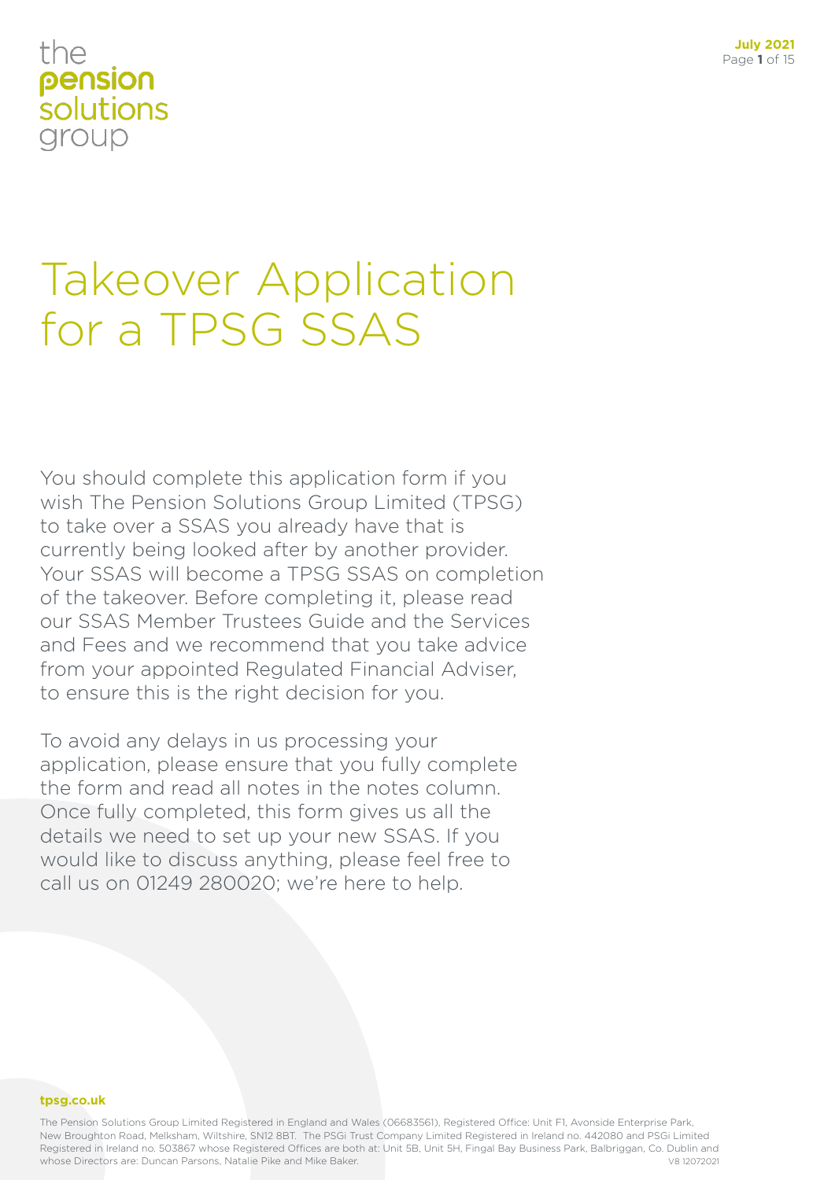the
**pension**
solutions
group

# Takeover Application for a TPSG SSAS

You should complete this application form if you wish The Pension Solutions Group Limited (TPSG) to take over a SSAS you already have that is currently being looked after by another provider. Your SSAS will become a TPSG SSAS on completion of the takeover. Before completing it, please read our SSAS Member Trustees Guide and the Services and Fees and we recommend that you take advice from your appointed Regulated Financial Adviser, to ensure this is the right decision for you.

To avoid any delays in us processing your application, please ensure that you fully complete the form and read all notes in the notes column. Once fully completed, this form gives us all the details we need to set up your new SSAS. If you would like to discuss anything, please feel free to call us on 01249 280020; we're here to help.

**tpsg.co.uk**

The Pension Solutions Group Limited Registered in England and Wales (06683561), Registered Office: Unit F1, Avonside Enterprise Park, New Broughton Road, Melksham, Wiltshire, SN12 8BT. The PSGi Trust Company Limited Registered in Ireland no. 442080 and PSGi Limited Registered in Ireland no. 503867 whose Registered Offices are both at: Unit 5B, Unit 5H, Fingal Bay Business Park, Balbriggan, Co. Dublin and whose Directors are: Duncan Parsons, Natalie Pike and Mike Baker. V8 12072021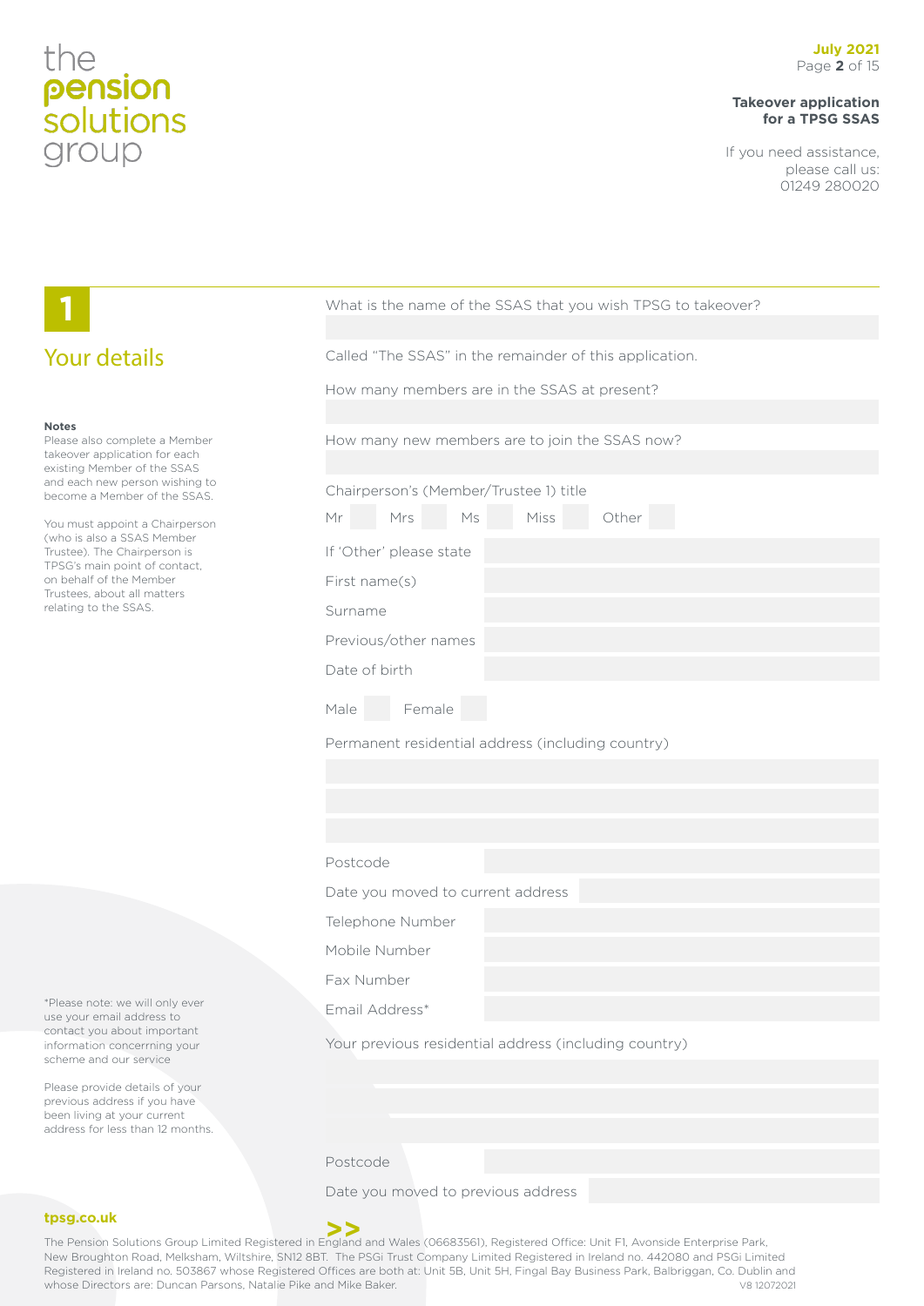# 1

## Your details

**Notes**

Please also complete a Member takeover application for each existing Member of the SSAS and each new person wishing to become a Member of the SSAS.

You must appoint a Chairperson (who is also a SSAS Member Trustee). The Chairperson is TPSG's main point of contact, on behalf of the Member Trustees, about all matters relating to the SSAS.

What is the name of the SSAS that you wish TPSG to takeover?

Called "The SSAS" in the remainder of this application.

How many members are in the SSAS at present?

How many new members are to join the SSAS now?

Chairperson's (Member/Trustee 1) title

Mr ☐ Mrs ☐ Ms ☐ Miss ☐ Other ☐

If 'Other' please state

First name(s)

Surname

Previous/other names

Date of birth

Male ☐ Female ☐

Permanent residential address (including country)

Postcode

Date you moved to current address

Telephone Number

Mobile Number

Fax Number

Email Address*

*Please note: we will only ever use your email address to contact you about important information concerrning your scheme and our service

Please provide details of your previous address if you have been living at your current address for less than 12 months.

Your previous residential address (including country)

Postcode

Date you moved to previous address

>>

tpsg.co.uk

The Pension Solutions Group Limited Registered in England and Wales (06683561), Registered Office: Unit F1, Avonside Enterprise Park, New Broughton Road, Melksham, Wiltshire, SN12 8BT. The PSGi Trust Company Limited Registered in Ireland no. 442080 and PSGi Limited Registered in Ireland no. 503867 whose Registered Offices are both at: Unit 5B, Unit 5H, Fingal Bay Business Park, Balbriggan, Co. Dublin and whose Directors are: Duncan Parsons, Natalie Pike and Mike Baker. V8 12072021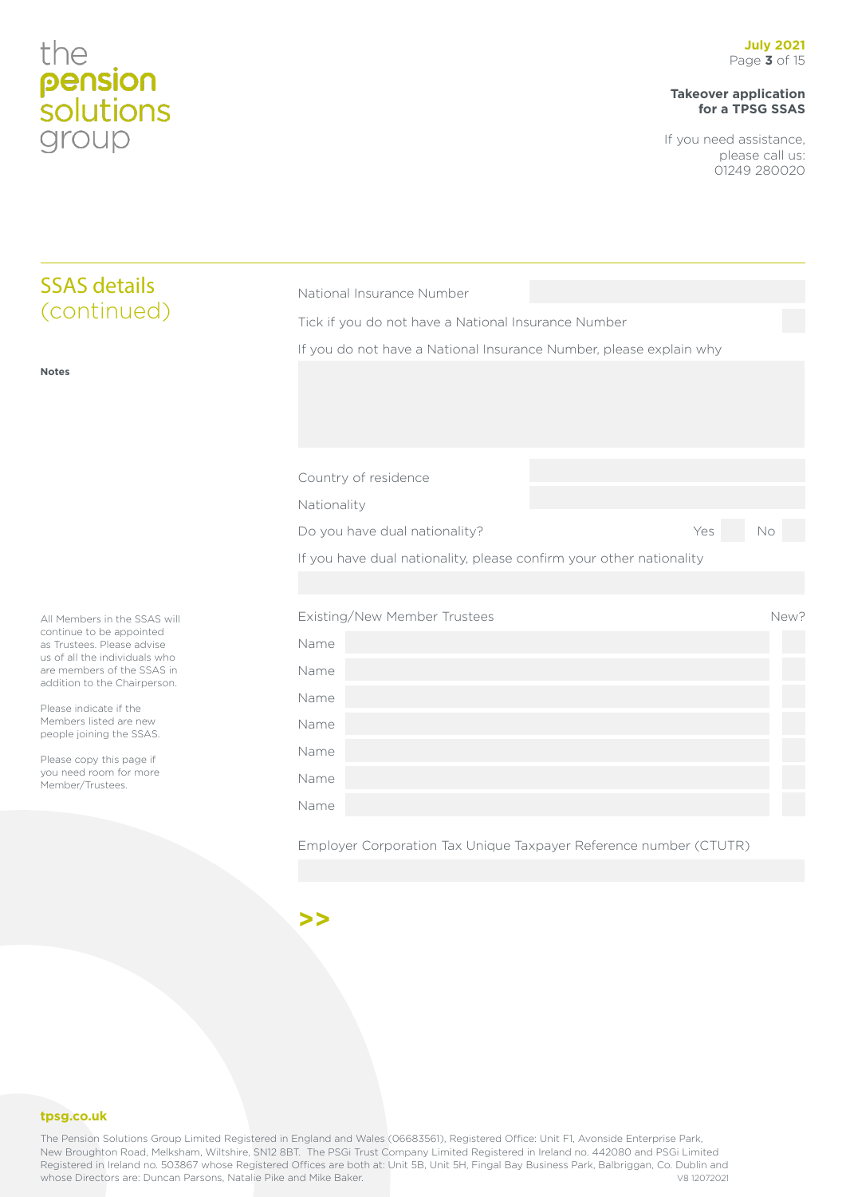## SSAS details (continued)

**Notes**

National Insurance Number

Tick if you do not have a National Insurance Number

If you do not have a National Insurance Number, please explain why

Country of residence

Nationality

Do you have dual nationality? Yes No

If you have dual nationality, please confirm your other nationality

All Members in the SSAS will continue to be appointed as Trustees. Please advise us of all the individuals who are members of the SSAS in addition to the Chairperson.

Please indicate if the Members listed are new people joining the SSAS.

Please copy this page if you need room for more Member/Trustees.

| Existing/New Member Trustees | | New? |
|---|---|---|
| Name | | |
| Name | | |
| Name | | |
| Name | | |
| Name | | |
| Name | | |
| Name | | |

Employer Corporation Tax Unique Taxpayer Reference number (CTUTR)

>>

tpsg.co.uk

The Pension Solutions Group Limited Registered in England and Wales (06683561), Registered Office: Unit F1, Avonside Enterprise Park, New Broughton Road, Melksham, Wiltshire, SN12 8BT. The PSGi Trust Company Limited Registered in Ireland no. 442080 and PSGi Limited Registered in Ireland no. 503867 whose Registered Offices are both at: Unit 5B, Unit 5H, Fingal Bay Business Park, Balbriggan, Co. Dublin and whose Directors are: Duncan Parsons, Natalie Pike and Mike Baker.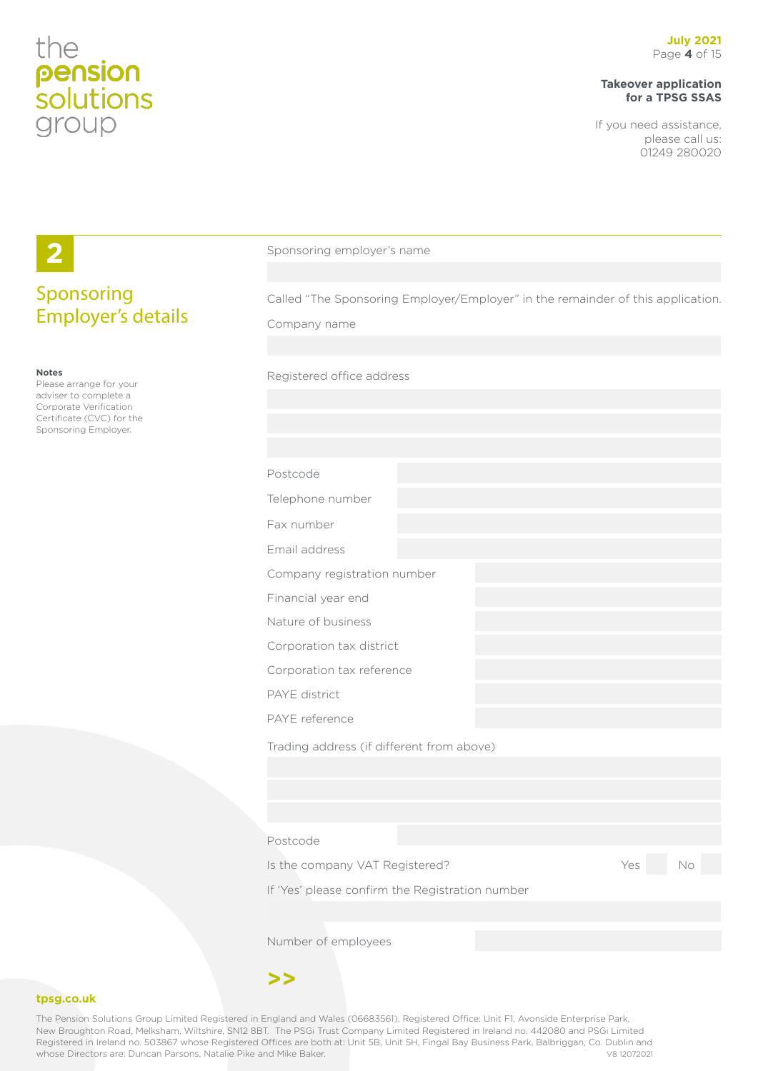## 2 Sponsoring Employer's details

**Notes**

Please arrange for your adviser to complete a Corporate Verification Certificate (CVC) for the Sponsoring Employer.

Sponsoring employer's name

Called "The Sponsoring Employer/Employer" in the remainder of this application.

Company name

Registered office address

| | |
|---|---|
| Postcode | |
| Telephone number | |
| Fax number | |
| Email address | |
| Company registration number | |
| Financial year end | |
| Nature of business | |
| Corporation tax district | |
| Corporation tax reference | |
| PAYE district | |
| PAYE reference | |

Trading address (if different from above)

Postcode

Is the company VAT Registered? Yes ☐ No ☐

If 'Yes' please confirm the Registration number

Number of employees

>>

tpsg.co.uk

The Pension Solutions Group Limited Registered in England and Wales (06683561), Registered Office: Unit F1, Avonside Enterprise Park, New Broughton Road, Melksham, Wiltshire, SN12 8BT. The PSGi Trust Company Limited Registered in Ireland no. 442080 and PSGi Limited Registered in Ireland no. 503867 whose Registered Offices are both at: Unit 5B, Unit 5H, Fingal Bay Business Park, Balbriggan, Co. Dublin and whose Directors are: Duncan Parsons, Natalie Pike and Mike Baker. V8 12072021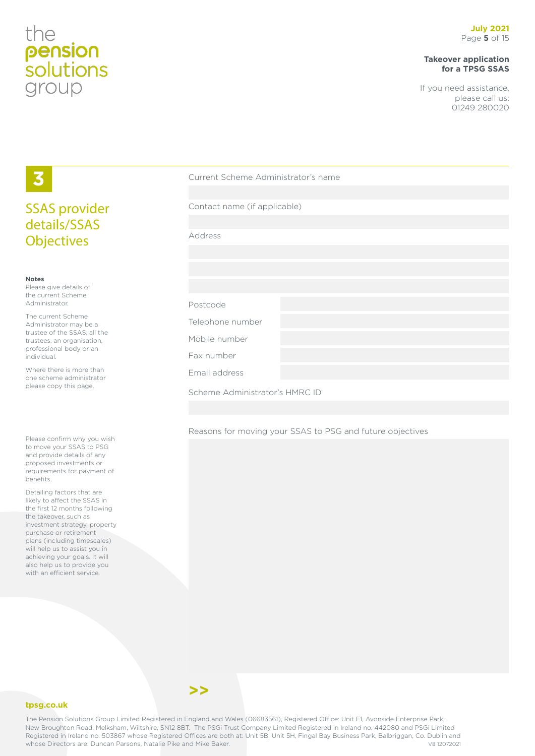## 3

## SSAS provider details/SSAS Objectives

**Notes**

Please give details of the current Scheme Administrator.

The current Scheme Administrator may be a trustee of the SSAS, all the trustees, an organisation, professional body or an individual.

Where there is more than one scheme administrator please copy this page.

Current Scheme Administrator's name

Contact name (if applicable)

Address

| | |
|---|---|
| Postcode | |
| Telephone number | |
| Mobile number | |
| Fax number | |
| Email address | |

Scheme Administrator's HMRC ID

Please confirm why you wish to move your SSAS to PSG and provide details of any proposed investments or requirements for payment of benefits.

Detailing factors that are likely to affect the SSAS in the first 12 months following the takeover, such as investment strategy, property purchase or retirement plans (including timescales) will help us to assist you in achieving your goals. It will also help us to provide you with an efficient service.

Reasons for moving your SSAS to PSG and future objectives

>>

tpsg.co.uk

The Pension Solutions Group Limited Registered in England and Wales (06683561), Registered Office: Unit F1, Avonside Enterprise Park, New Broughton Road, Melksham, Wiltshire, SN12 8BT. The PSGi Trust Company Limited Registered in Ireland no. 442080 and PSGi Limited Registered in Ireland no. 503867 whose Registered Offices are both at: Unit 5B, Unit 5H, Fingal Bay Business Park, Balbriggan, Co. Dublin and whose Directors are: Duncan Parsons, Natalie Pike and Mike Baker. V8 12072021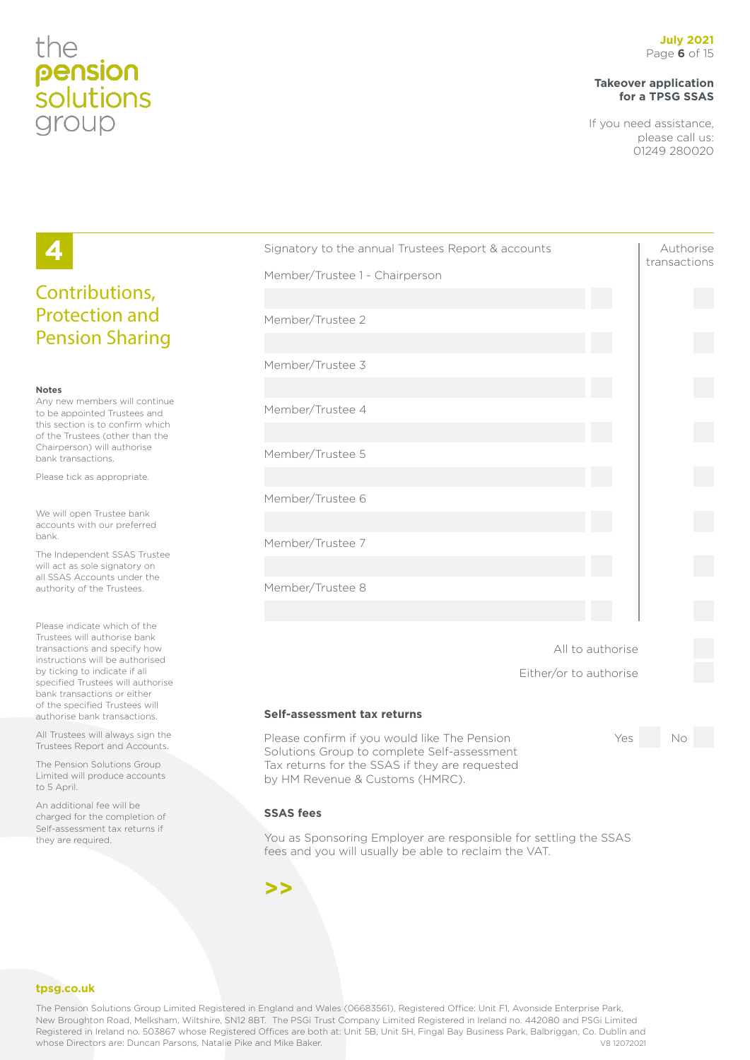## 4

## Contributions, Protection and Pension Sharing

**Notes**

Any new members will continue to be appointed Trustees and this section is to confirm which of the Trustees (other than the Chairperson) will authorise bank transactions.

Please tick as appropriate.

We will open Trustee bank accounts with our preferred bank.

The Independent SSAS Trustee will act as sole signatory on all SSAS Accounts under the authority of the Trustees.

Please indicate which of the Trustees will authorise bank transactions and specify how instructions will be authorised by ticking to indicate if all specified Trustees will authorise bank transactions or either of the specified Trustees will authorise bank transactions.

All Trustees will always sign the Trustees Report and Accounts.

The Pension Solutions Group Limited will produce accounts to 5 April.

An additional fee will be charged for the completion of Self-assessment tax returns if they are required.

| Signatory to the annual Trustees Report & accounts | | Authorise transactions |
|---|---|---|
| Member/Trustee 1 - Chairperson | | |
| Member/Trustee 2 | | |
| Member/Trustee 3 | | |
| Member/Trustee 4 | | |
| Member/Trustee 5 | | |
| Member/Trustee 6 | | |
| Member/Trustee 7 | | |
| Member/Trustee 8 | | |

All to authorise

Either/or to authorise

### Self-assessment tax returns

Please confirm if you would like The Pension Solutions Group to complete Self-assessment Tax returns for the SSAS if they are requested by HM Revenue & Customs (HMRC).

Yes ☐ No ☐

### SSAS fees

You as Sponsoring Employer are responsible for settling the SSAS fees and you will usually be able to reclaim the VAT.

>>

tpsg.co.uk

The Pension Solutions Group Limited Registered in England and Wales (06683561), Registered Office: Unit F1, Avonside Enterprise Park, New Broughton Road, Melksham, Wiltshire, SN12 8BT. The PSGi Trust Company Limited Registered in Ireland no. 442080 and PSGi Limited Registered in Ireland no. 503867 whose Registered Offices are both at: Unit 5B, Unit 5H, Fingal Bay Business Park, Balbriggan, Co. Dublin and whose Directors are: Duncan Parsons, Natalie Pike and Mike Baker. V8 12072021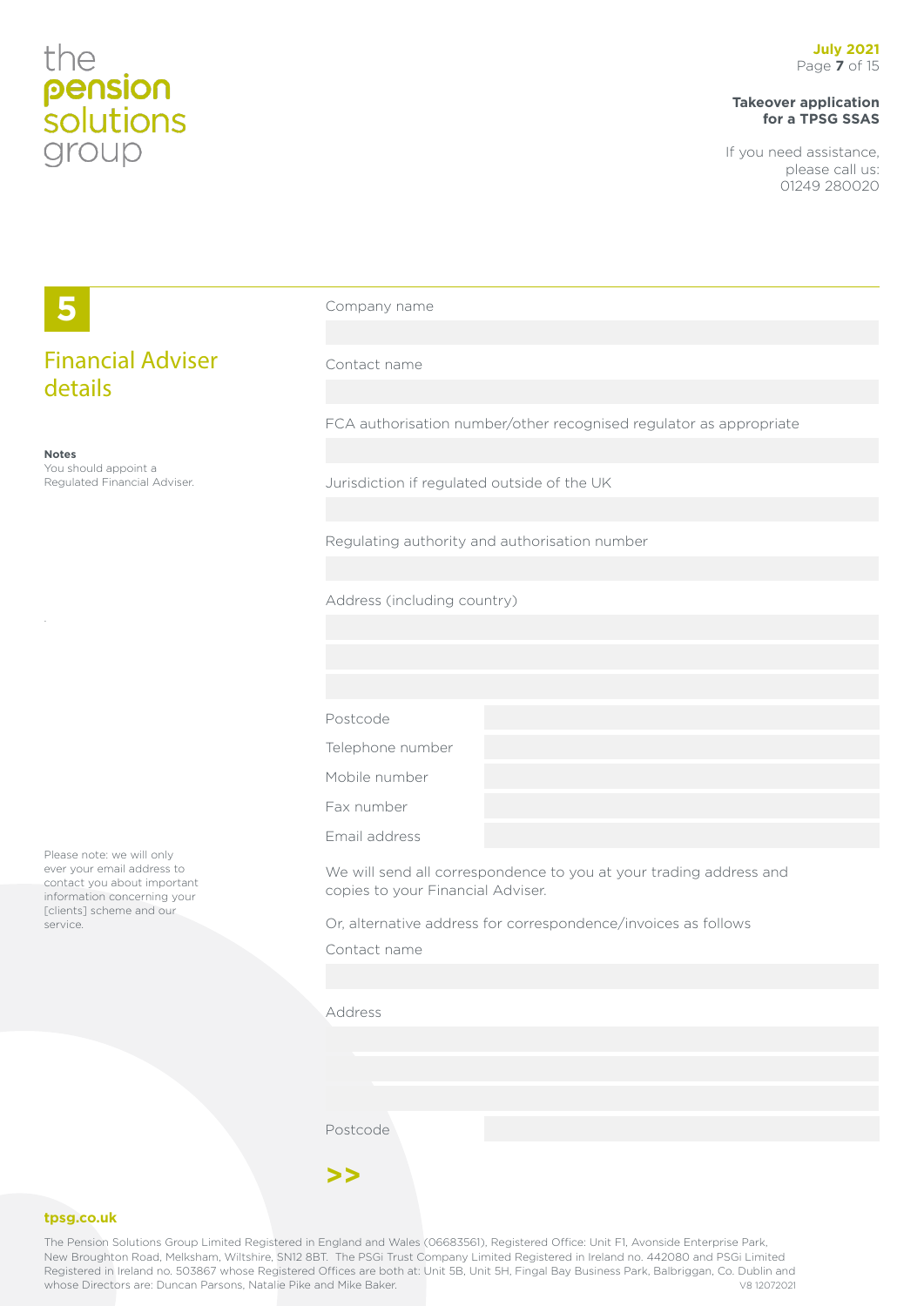## 5

## Financial Adviser details

**Notes**
You should appoint a Regulated Financial Adviser.

Company name

Contact name

FCA authorisation number/other recognised regulator as appropriate

Jurisdiction if regulated outside of the UK

Regulating authority and authorisation number

Address (including country)

Postcode

Telephone number

Mobile number

Fax number

Email address

Please note: we will only ever your email address to contact you about important information concerning your [clients] scheme and our service.

We will send all correspondence to you at your trading address and copies to your Financial Adviser.

Or, alternative address for correspondence/invoices as follows

Contact name

Address

Postcode

>>

tpsg.co.uk

The Pension Solutions Group Limited Registered in England and Wales (06683561), Registered Office: Unit F1, Avonside Enterprise Park, New Broughton Road, Melksham, Wiltshire, SN12 8BT. The PSGi Trust Company Limited Registered in Ireland no. 442080 and PSGi Limited Registered in Ireland no. 503867 whose Registered Offices are both at: Unit 5B, Unit 5H, Fingal Bay Business Park, Balbriggan, Co. Dublin and whose Directors are: Duncan Parsons, Natalie Pike and Mike Baker. V8 12072021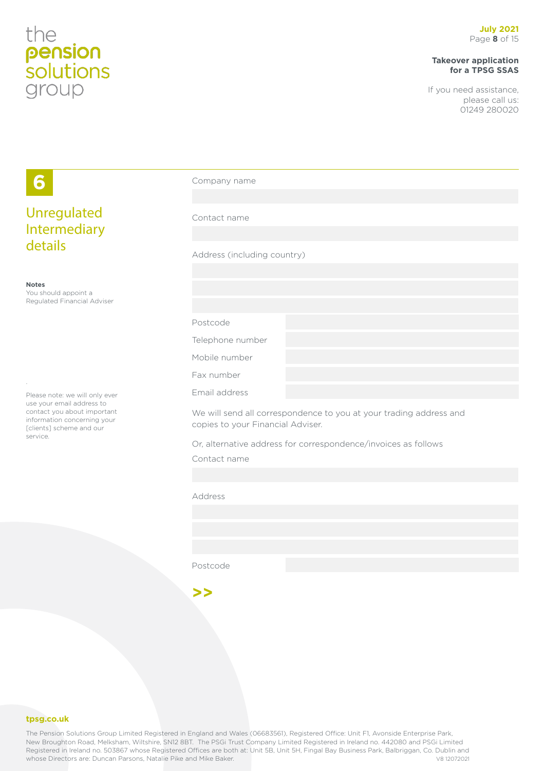## 6 Unregulated Intermediary details

**Notes**
You should appoint a Regulated Financial Adviser

Please note: we will only ever use your email address to contact you about important information concerning your [clients] scheme and our service.

Company name

Contact name

Address (including country)

| | |
|---|---|
| Postcode | |
| Telephone number | |
| Mobile number | |
| Fax number | |
| Email address | |

We will send all correspondence to you at your trading address and copies to your Financial Adviser.

Or, alternative address for correspondence/invoices as follows

Contact name

Address

| | |
|---|---|
| Postcode | |

>>

tpsg.co.uk

The Pension Solutions Group Limited Registered in England and Wales (06683561), Registered Office: Unit F1, Avonside Enterprise Park, New Broughton Road, Melksham, Wiltshire, SN12 8BT. The PSGi Trust Company Limited Registered in Ireland no. 442080 and PSGi Limited Registered in Ireland no. 503867 whose Registered Offices are both at: Unit 5B, Unit 5H, Fingal Bay Business Park, Balbriggan, Co. Dublin and whose Directors are: Duncan Parsons, Natalie Pike and Mike Baker.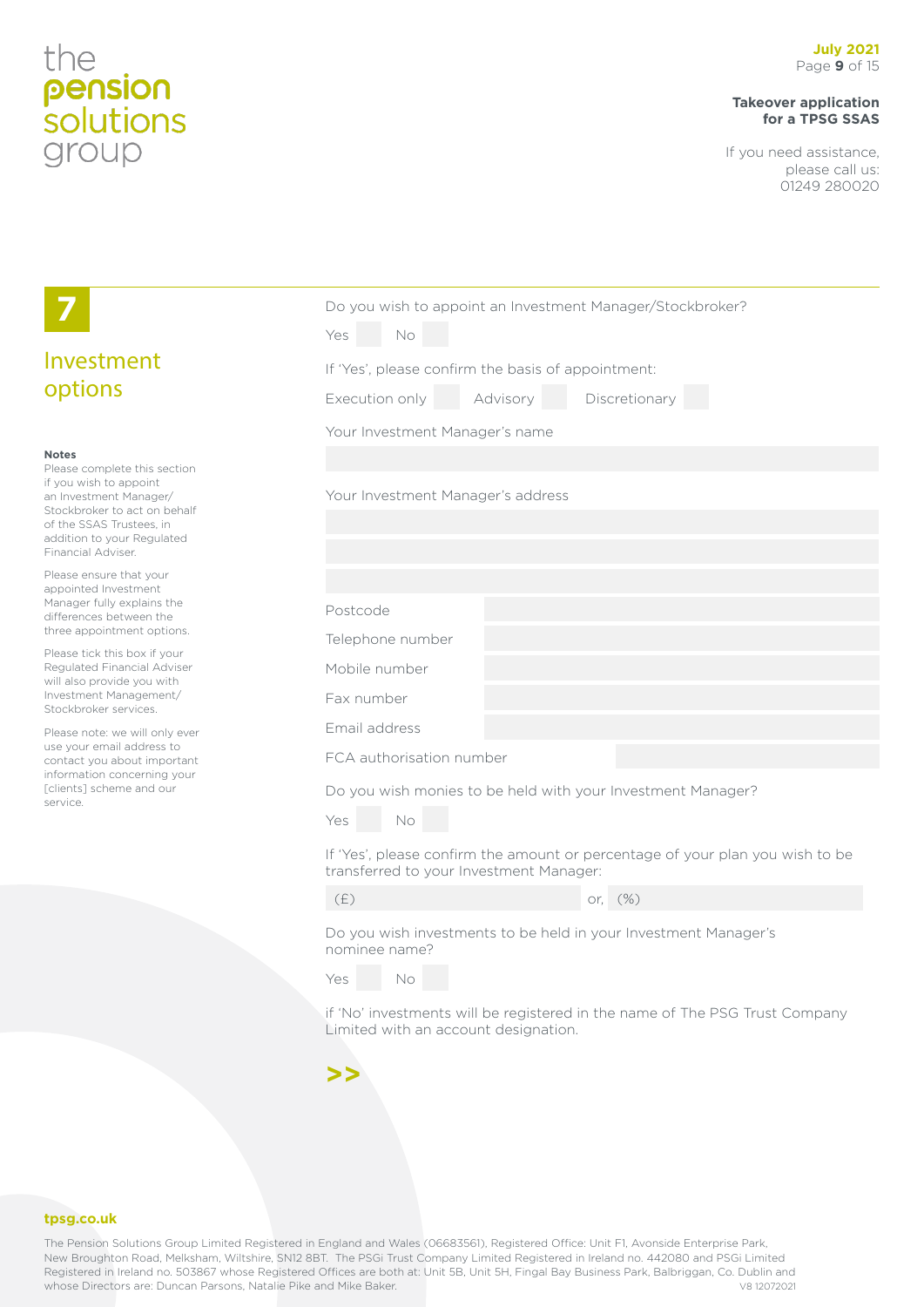# 7

## Investment options

**Notes**

Please complete this section if you wish to appoint an Investment Manager/Stockbroker to act on behalf of the SSAS Trustees, in addition to your Regulated Financial Adviser.

Please ensure that your appointed Investment Manager fully explains the differences between the three appointment options.

Please tick this box if your Regulated Financial Adviser will also provide you with Investment Management/Stockbroker services.

Please note: we will only ever use your email address to contact you about important information concerning your [clients] scheme and our service.

Do you wish to appoint an Investment Manager/Stockbroker?

Yes ☐ No ☐

If 'Yes', please confirm the basis of appointment:

Execution only ☐ Advisory ☐ Discretionary ☐

Your Investment Manager's name

Your Investment Manager's address

| | |
|---|---|
| Postcode | |
| Telephone number | |
| Mobile number | |
| Fax number | |
| Email address | |
| FCA authorisation number | |

Do you wish monies to be held with your Investment Manager?

Yes ☐ No ☐

If 'Yes', please confirm the amount or percentage of your plan you wish to be transferred to your Investment Manager:

(£) or, (%)

Do you wish investments to be held in your Investment Manager's nominee name?

Yes ☐ No ☐

if 'No' investments will be registered in the name of The PSG Trust Company Limited with an account designation.

>>

tpsg.co.uk

The Pension Solutions Group Limited Registered in England and Wales (06683561), Registered Office: Unit F1, Avonside Enterprise Park, New Broughton Road, Melksham, Wiltshire, SN12 8BT. The PSGi Trust Company Limited Registered in Ireland no. 442080 and PSGi Limited Registered in Ireland no. 503867 whose Registered Offices are both at: Unit 5B, Unit 5H, Fingal Bay Business Park, Balbriggan, Co. Dublin and whose Directors are: Duncan Parsons, Natalie Pike and Mike Baker. V8 12072021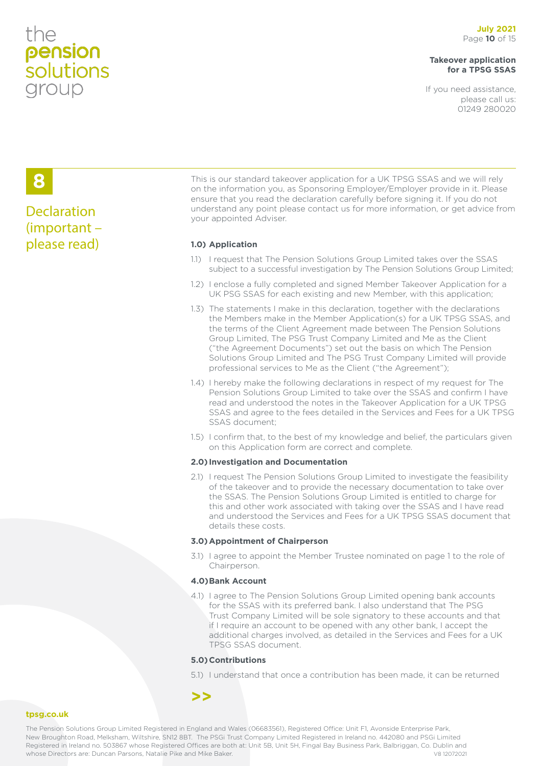# 8 Declaration (important – please read)

This is our standard takeover application for a UK TPSG SSAS and we will rely on the information you, as Sponsoring Employer/Employer provide in it. Please ensure that you read the declaration carefully before signing it. If you do not understand any point please contact us for more information, or get advice from your appointed Adviser.

### 1.0) Application

1.1) I request that The Pension Solutions Group Limited takes over the SSAS subject to a successful investigation by The Pension Solutions Group Limited;

1.2) I enclose a fully completed and signed Member Takeover Application for a UK PSG SSAS for each existing and new Member, with this application;

1.3) The statements I make in this declaration, together with the declarations the Members make in the Member Application(s) for a UK TPSG SSAS, and the terms of the Client Agreement made between The Pension Solutions Group Limited, The PSG Trust Company Limited and Me as the Client ("the Agreement Documents") set out the basis on which The Pension Solutions Group Limited and The PSG Trust Company Limited will provide professional services to Me as the Client ("the Agreement");

1.4) I hereby make the following declarations in respect of my request for The Pension Solutions Group Limited to take over the SSAS and confirm I have read and understood the notes in the Takeover Application for a UK TPSG SSAS and agree to the fees detailed in the Services and Fees for a UK TPSG SSAS document;

1.5) I confirm that, to the best of my knowledge and belief, the particulars given on this Application form are correct and complete.

### 2.0) Investigation and Documentation

2.1) I request The Pension Solutions Group Limited to investigate the feasibility of the takeover and to provide the necessary documentation to take over the SSAS. The Pension Solutions Group Limited is entitled to charge for this and other work associated with taking over the SSAS and I have read and understood the Services and Fees for a UK TPSG SSAS document that details these costs.

### 3.0) Appointment of Chairperson

3.1) I agree to appoint the Member Trustee nominated on page 1 to the role of Chairperson.

### 4.0) Bank Account

4.1) I agree to The Pension Solutions Group Limited opening bank accounts for the SSAS with its preferred bank. I also understand that The PSG Trust Company Limited will be sole signatory to these accounts and that if I require an account to be opened with any other bank, I accept the additional charges involved, as detailed in the Services and Fees for a UK TPSG SSAS document.

### 5.0) Contributions

5.1) I understand that once a contribution has been made, it can be returned

>>

The Pension Solutions Group Limited Registered in England and Wales (06683561), Registered Office: Unit F1, Avonside Enterprise Park, New Broughton Road, Melksham, Wiltshire, SN12 8BT. The PSGi Trust Company Limited Registered in Ireland no. 442080 and PSGi Limited Registered in Ireland no. 503867 whose Registered Offices are both at: Unit 5B, Unit 5H, Fingal Bay Business Park, Balbriggan, Co. Dublin and whose Directors are: Duncan Parsons, Natalie Pike and Mike Baker.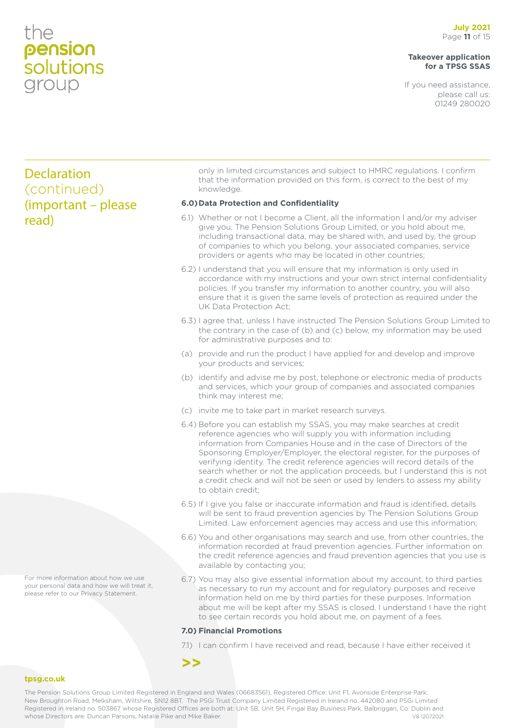## Declaration (continued) (important – please read)

only in limited circumstances and subject to HMRC regulations. I confirm that the information provided on this form, is correct to the best of my knowledge.

**6.0) Data Protection and Confidentiality**

6.1) Whether or not I become a Client, all the information I and/or my adviser give you, The Pension Solutions Group Limited, or you hold about me, including transactional data, may be shared with, and used by, the group of companies to which you belong, your associated companies, service providers or agents who may be located in other countries;

6.2) I understand that you will ensure that my information is only used in accordance with my instructions and your own strict internal confidentiality policies. If you transfer my information to another country, you will also ensure that it is given the same levels of protection as required under the UK Data Protection Act;

6.3) I agree that, unless I have instructed The Pension Solutions Group Limited to the contrary in the case of (b) and (c) below, my information may be used for administrative purposes and to:

(a) provide and run the product I have applied for and develop and improve your products and services;

(b) identify and advise me by post, telephone or electronic media of products and services, which your group of companies and associated companies think may interest me;

(c) invite me to take part in market research surveys.

6.4) Before you can establish my SSAS, you may make searches at credit reference agencies who will supply you with information including information from Companies House and in the case of Directors of the Sponsoring Employer/Employer, the electoral register, for the purposes of verifying identity. The credit reference agencies will record details of the search whether or not the application proceeds, but I understand this is not a credit check and will not be seen or used by lenders to assess my ability to obtain credit;

6.5) If I give you false or inaccurate information and fraud is identified, details will be sent to fraud prevention agencies by The Pension Solutions Group Limited. Law enforcement agencies may access and use this information;

6.6) You and other organisations may search and use, from other countries, the information recorded at fraud prevention agencies. Further information on the credit reference agencies and fraud prevention agencies that you use is available by contacting you;

6.7) You may also give essential information about my account, to third parties as necessary to run my account and for regulatory purposes and receive information held on me by third parties for these purposes. Information about me will be kept after my SSAS is closed. I understand I have the right to see certain records you hold about me, on payment of a fees.

For more information about how we use your personal data and how we will treat it, please refer to our Privacy Statement.

**7.0) Financial Promotions**

7.1) I can confirm I have received and read, because I have either received it

>>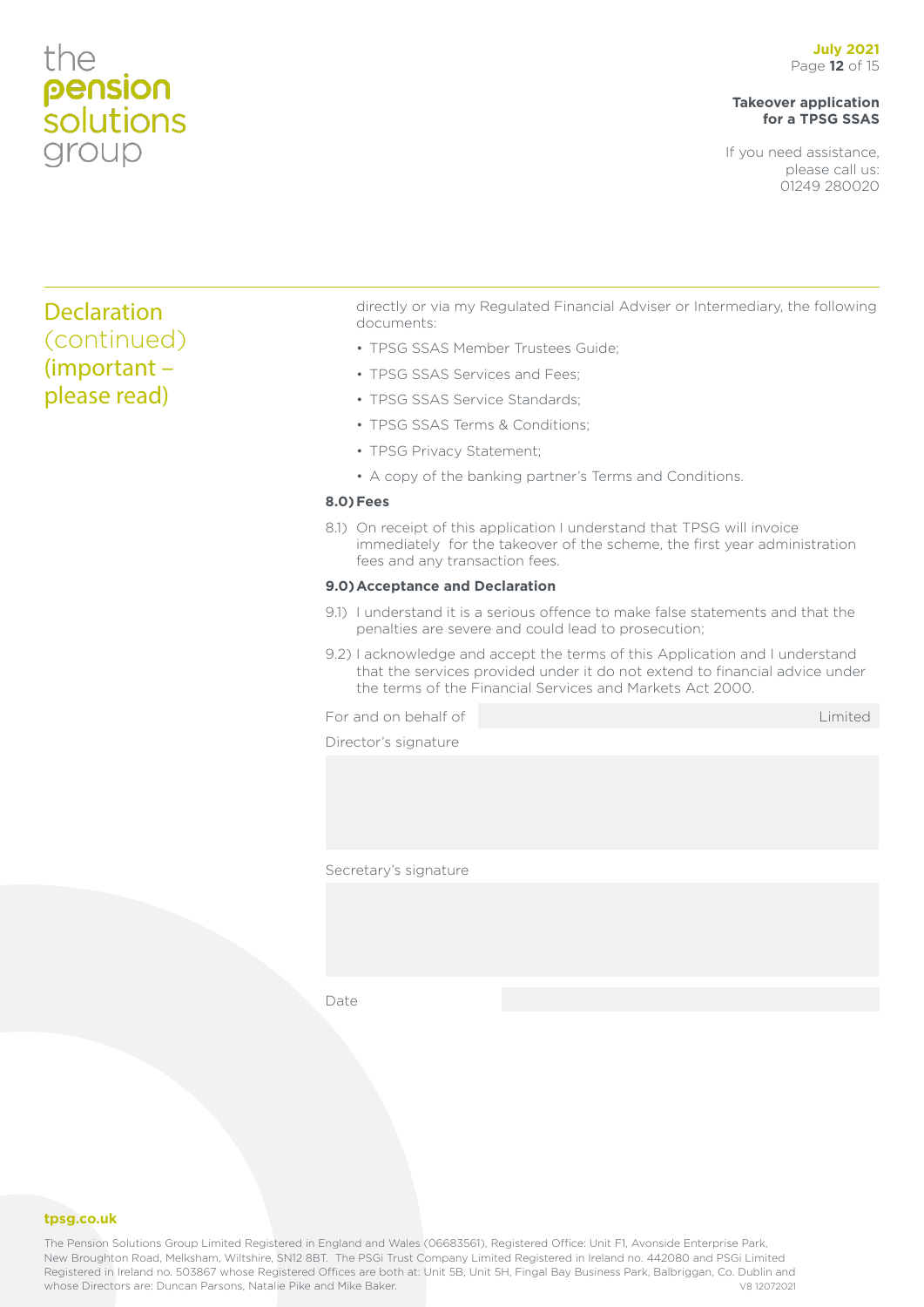## Declaration (continued) (important – please read)

directly or via my Regulated Financial Adviser or Intermediary, the following documents:

- TPSG SSAS Member Trustees Guide;
- TPSG SSAS Services and Fees;
- TPSG SSAS Service Standards;
- TPSG SSAS Terms & Conditions;
- TPSG Privacy Statement;
- A copy of the banking partner's Terms and Conditions.

**8.0) Fees**

8.1) On receipt of this application I understand that TPSG will invoice immediately for the takeover of the scheme, the first year administration fees and any transaction fees.

**9.0) Acceptance and Declaration**

9.1) I understand it is a serious offence to make false statements and that the penalties are severe and could lead to prosecution;

9.2) I acknowledge and accept the terms of this Application and I understand that the services provided under it do not extend to financial advice under the terms of the Financial Services and Markets Act 2000.

For and on behalf of ______________________ Limited

Director's signature

Secretary's signature

Date

**tpsg.co.uk**

The Pension Solutions Group Limited Registered in England and Wales (06683561), Registered Office: Unit F1, Avonside Enterprise Park, New Broughton Road, Melksham, Wiltshire, SN12 8BT. The PSGi Trust Company Limited Registered in Ireland no. 442080 and PSGi Limited Registered in Ireland no. 503867 whose Registered Offices are both at: Unit 5B, Unit 5H, Fingal Bay Business Park, Balbriggan, Co. Dublin and whose Directors are: Duncan Parsons, Natalie Pike and Mike Baker. V8 12072021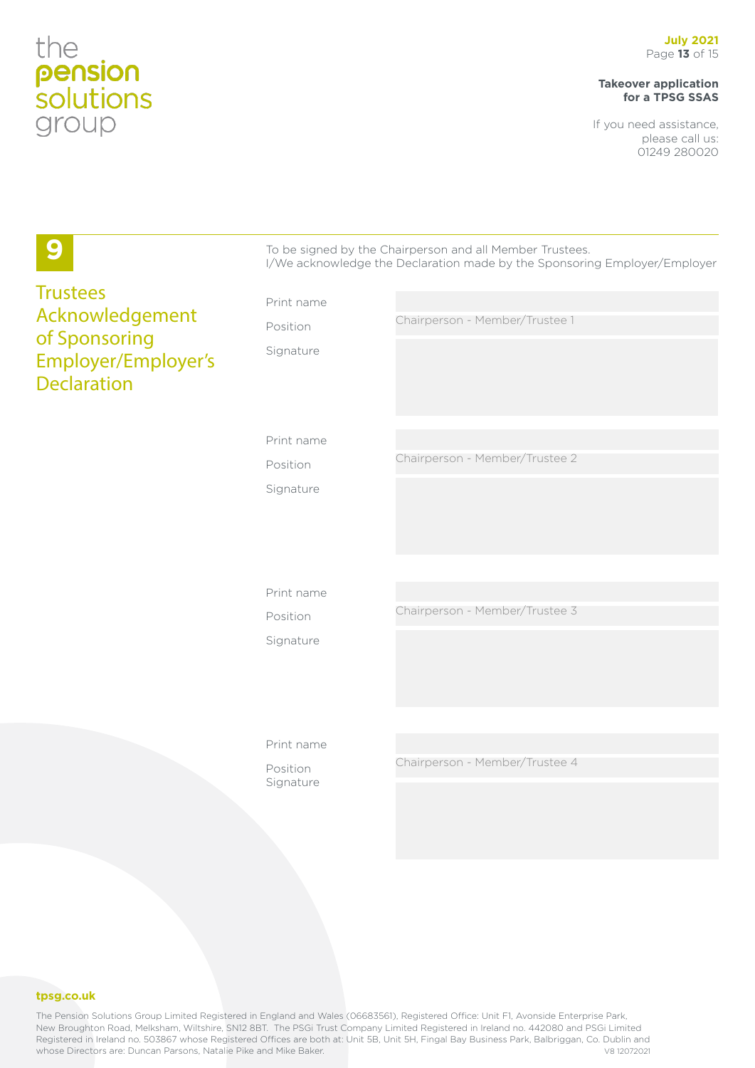## 9

## Trustees Acknowledgement of Sponsoring Employer/Employer's Declaration

To be signed by the Chairperson and all Member Trustees.
I/We acknowledge the Declaration made by the Sponsoring Employer/Employer

Print name

Position: Chairperson - Member/Trustee 1

Signature

Print name

Position: Chairperson - Member/Trustee 2

Signature

Print name

Position: Chairperson - Member/Trustee 3

Signature

Print name

Position: Chairperson - Member/Trustee 4

Signature

tpsg.co.uk

The Pension Solutions Group Limited Registered in England and Wales (06683561), Registered Office: Unit F1, Avonside Enterprise Park, New Broughton Road, Melksham, Wiltshire, SN12 8BT. The PSGi Trust Company Limited Registered in Ireland no. 442080 and PSGi Limited Registered in Ireland no. 503867 whose Registered Offices are both at: Unit 5B, Unit 5H, Fingal Bay Business Park, Balbriggan, Co. Dublin and whose Directors are: Duncan Parsons, Natalie Pike and Mike Baker.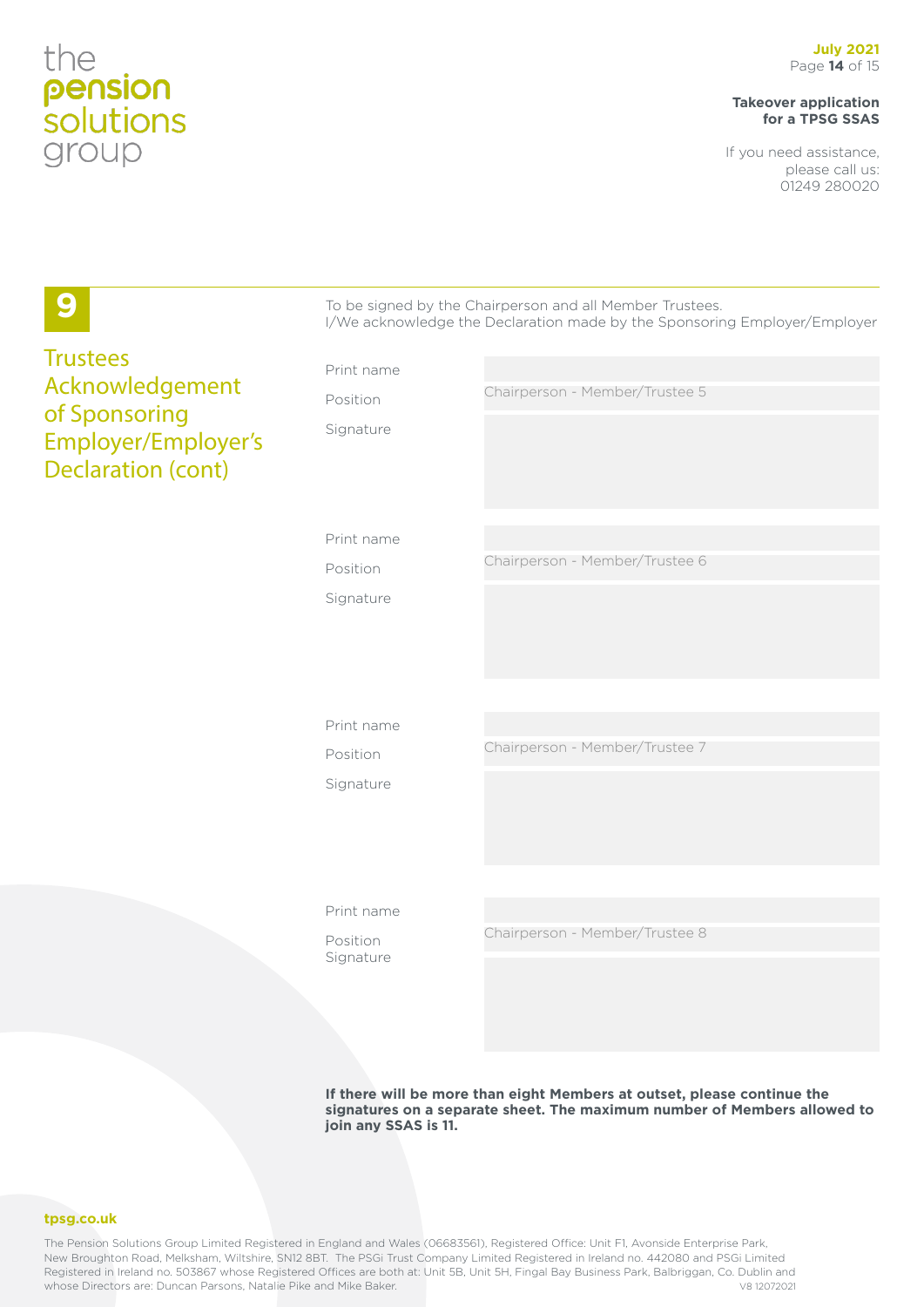## 9 Trustees Acknowledgement of Sponsoring Employer/Employer's Declaration (cont)

To be signed by the Chairperson and all Member Trustees.
I/We acknowledge the Declaration made by the Sponsoring Employer/Employer

| | |
|---|---|
| Print name | |
| Position | Chairperson - Member/Trustee 5 |
| Signature | |

| | |
|---|---|
| Print name | |
| Position | Chairperson - Member/Trustee 6 |
| Signature | |

| | |
|---|---|
| Print name | |
| Position | Chairperson - Member/Trustee 7 |
| Signature | |

| | |
|---|---|
| Print name | |
| Position | Chairperson - Member/Trustee 8 |
| Signature | |

**If there will be more than eight Members at outset, please continue the signatures on a separate sheet. The maximum number of Members allowed to join any SSAS is 11.**

**tpsg.co.uk**

The Pension Solutions Group Limited Registered in England and Wales (06683561), Registered Office: Unit F1, Avonside Enterprise Park, New Broughton Road, Melksham, Wiltshire, SN12 8BT. The PSGi Trust Company Limited Registered in Ireland no. 442080 and PSGi Limited Registered in Ireland no. 503867 whose Registered Offices are both at: Unit 5B, Unit 5H, Fingal Bay Business Park, Balbriggan, Co. Dublin and whose Directors are: Duncan Parsons, Natalie Pike and Mike Baker. V8 12072021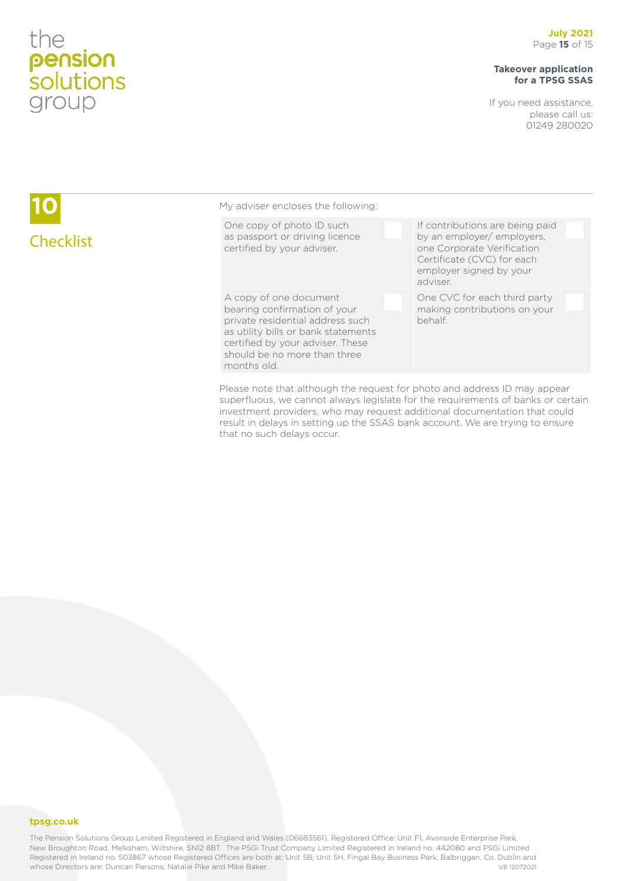## 10 Checklist

My adviser encloses the following:

| | | | |
|---|---|---|---|
| One copy of photo ID such as passport or driving licence certified by your adviser. | | If contributions are being paid by an employer/ employers, one Corporate Verification Certificate (CVC) for each employer signed by your adviser. | |
| A copy of one document bearing confirmation of your private residential address such as utility bills or bank statements certified by your adviser. These should be no more than three months old. | | One CVC for each third party making contributions on your behalf. | |

Please note that although the request for photo and address ID may appear superfluous, we cannot always legislate for the requirements of banks or certain investment providers, who may request additional documentation that could result in delays in setting up the SSAS bank account. We are trying to ensure that no such delays occur.

**tpsg.co.uk**

The Pension Solutions Group Limited Registered in England and Wales (06683561), Registered Office: Unit F1, Avonside Enterprise Park, New Broughton Road, Melksham, Wiltshire, SN12 8BT. The PSGi Trust Company Limited Registered in Ireland no. 442080 and PSGi Limited Registered in Ireland no. 503867 whose Registered Offices are both at: Unit 5B, Unit 5H, Fingal Bay Business Park, Balbriggan, Co. Dublin and whose Directors are: Duncan Parsons, Natalie Pike and Mike Baker. V8 12072021